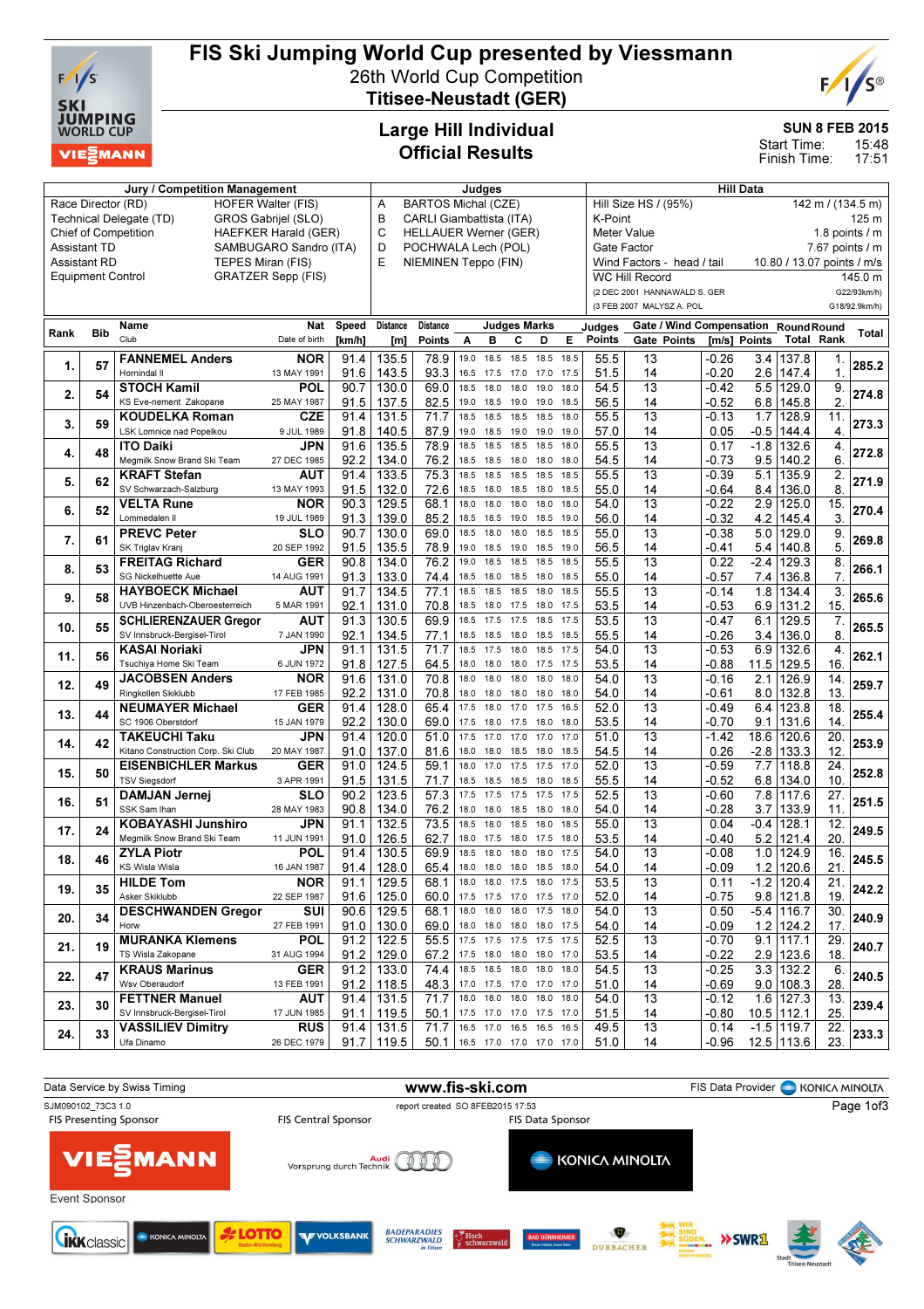# FIS Ski Jumping World Cup presented by Viessmann

26th World Cup Competition

**Titisee-Neustadt (GER)**

## Large Hill Individual
## Official Results

SUN 8 FEB 2015
Start Time: 15:48
Finish Time: 17:51

| Jury / Competition Management | |
|---|---|
| Race Director (RD) | HOFER Walter (FIS) |
| Technical Delegate (TD) | GROS Gabrijel (SLO) |
| Chief of Competition | HAEFKER Harald (GER) |
| Assistant TD | SAMBUGARO Sandro (ITA) |
| Assistant RD | TEPES Miran (FIS) |
| Equipment Control | GRATZER Sepp (FIS) |

| Judges | |
|---|---|
| A | BARTOS Michal (CZE) |
| B | CARLI Giambattista (ITA) |
| C | HELLAUER Werner (GER) |
| D | POCHWALA Lech (POL) |
| E | NIEMINEN Teppo (FIN) |

| Hill Data | |
|---|---|
| Hill Size HS / (95%) | 142 m / (134.5 m) |
| K-Point | 125 m |
| Meter Value | 1.8 points / m |
| Gate Factor | 7.67 points / m |
| Wind Factors - head / tail | 10.80 / 13.07 points / m/s |
| WC Hill Record | 145.0 m |
| (2 DEC 2001 HANNAWALD S. GER | G22/93km/h) |
| (3 FEB 2007 MALYSZ A. POL | G18/92.9km/h) |

| Rank | Bib | Name / Club | Nat / Date of birth | Speed [km/h] | Distance [m] | Distance Points | A | B | C | D | E | Judges Points | Gate | Gate Points | Wind [m/s] | Wind Points | Round Total | Round Rank | Total |
|---|---|---|---|---|---|---|---|---|---|---|---|---|---|---|---|---|---|---|---|
| 1. | 57 | **FANNEMEL Anders** | NOR | 91.4 | 135.5 | 78.9 | 19.0 | 18.5 | 18.5 | 18.5 | 18.5 | 55.5 | 13 | | -0.26 | 3.4 | 137.8 | 1. | 285.2 |
| | | Hornindal Il | 13 MAY 1991 | 91.6 | 143.5 | 93.3 | 16.5 | 17.5 | 17.0 | 17.0 | 17.5 | 51.5 | 14 | | -0.20 | 2.6 | 147.4 | 1. | |
| 2. | 54 | **STOCH Kamil** | POL | 90.7 | 130.0 | 69.0 | 18.5 | 18.0 | 18.0 | 19.0 | 18.0 | 54.5 | 13 | | -0.42 | 5.5 | 129.0 | 9. | 274.8 |
| | | KS Eve-nement Zakopane | 25 MAY 1987 | 91.5 | 137.5 | 82.5 | 19.0 | 18.5 | 19.0 | 19.0 | 18.5 | 56.5 | 14 | | -0.52 | 6.8 | 145.8 | 2. | |
| 3. | 59 | **KOUDELKA Roman** | CZE | 91.4 | 131.5 | 71.7 | 18.5 | 18.5 | 18.5 | 18.5 | 18.0 | 55.5 | 13 | | -0.13 | 1.7 | 128.9 | 11. | 273.3 |
| | | LSK Lomnice nad Popelkou | 9 JUL 1989 | 91.8 | 140.5 | 87.9 | 19.0 | 18.5 | 19.0 | 19.0 | 19.0 | 57.0 | 14 | | 0.05 | -0.5 | 144.4 | 4. | |
| 4. | 48 | **ITO Daiki** | JPN | 91.6 | 135.5 | 78.9 | 18.5 | 18.5 | 18.5 | 18.5 | 18.0 | 55.5 | 13 | | 0.17 | -1.8 | 132.6 | 4. | 272.8 |
| | | Megmilk Snow Brand Ski Team | 27 DEC 1985 | 92.2 | 134.0 | 76.2 | 18.5 | 18.5 | 18.0 | 18.0 | 18.0 | 54.5 | 14 | | -0.73 | 9.5 | 140.2 | 6. | |
| 5. | 62 | **KRAFT Stefan** | AUT | 91.4 | 133.5 | 75.3 | 18.5 | 18.5 | 18.5 | 18.5 | 18.5 | 55.5 | 13 | | -0.39 | 5.1 | 135.9 | 2. | 271.9 |
| | | SV Schwarzach-Salzburg | 13 MAY 1993 | 91.5 | 132.0 | 72.6 | 18.5 | 18.0 | 18.5 | 18.5 | 18.0 | 55.0 | 14 | | -0.64 | 8.4 | 136.0 | 8. | |
| 6. | 52 | **VELTA Rune** | NOR | 90.3 | 129.5 | 68.1 | 18.0 | 18.0 | 18.0 | 18.0 | 18.0 | 54.0 | 13 | | -0.22 | 2.9 | 125.0 | 15. | 270.4 |
| | | Lommedalen Il | 19 JUL 1989 | 91.3 | 139.0 | 85.2 | 18.5 | 18.5 | 19.0 | 18.5 | 19.0 | 56.0 | 14 | | -0.32 | 4.2 | 145.4 | 3. | |
| 7. | 61 | **PREVC Peter** | SLO | 90.7 | 130.0 | 69.0 | 18.5 | 18.0 | 18.0 | 18.5 | 18.5 | 55.0 | 13 | | -0.38 | 5.0 | 129.0 | 9. | 269.8 |
| | | SK Triglav Kranj | 20 SEP 1992 | 91.5 | 135.5 | 78.9 | 19.0 | 18.5 | 19.0 | 18.5 | 19.0 | 56.5 | 14 | | -0.41 | 5.4 | 140.8 | 5. | |
| 8. | 53 | **FREITAG Richard** | GER | 90.8 | 134.0 | 76.2 | 19.0 | 18.5 | 18.5 | 18.5 | 18.5 | 55.5 | 13 | | 0.22 | -2.4 | 129.3 | 8. | 266.1 |
| | | SG Nickelhuette Aue | 14 AUG 1991 | 91.3 | 133.0 | 74.4 | 18.5 | 18.0 | 18.5 | 18.0 | 18.5 | 55.0 | 14 | | -0.57 | 7.4 | 136.8 | 7. | |
| 9. | 58 | **HAYBOECK Michael** | AUT | 91.7 | 134.5 | 77.1 | 18.5 | 18.5 | 18.5 | 18.0 | 18.5 | 55.5 | 13 | | -0.14 | 1.8 | 134.4 | 3. | 265.6 |
| | | UVB Hinzenbach-Oberoesterreich | 5 MAR 1991 | 92.1 | 131.0 | 70.8 | 18.5 | 18.0 | 17.5 | 18.0 | 17.5 | 53.5 | 14 | | -0.53 | 6.9 | 131.2 | 15. | |
| 10. | 55 | **SCHLIERENZAUER Gregor** | AUT | 91.3 | 130.5 | 69.9 | 18.5 | 17.5 | 17.5 | 18.5 | 17.5 | 53.5 | 13 | | -0.47 | 6.1 | 129.5 | 7. | 265.5 |
| | | SV Innsbruck-Bergisel-Tirol | 7 JAN 1990 | 92.1 | 134.5 | 77.1 | 18.5 | 18.5 | 18.0 | 18.5 | 18.5 | 55.5 | 14 | | -0.26 | 3.4 | 136.0 | 8. | |
| 11. | 56 | **KASAI Noriaki** | JPN | 91.1 | 131.5 | 71.7 | 18.5 | 17.5 | 18.0 | 18.5 | 17.5 | 54.0 | 13 | | -0.53 | 6.9 | 132.6 | 4. | 262.1 |
| | | Tsuchiya Home Ski Team | 6 JUN 1972 | 91.8 | 127.5 | 64.5 | 18.0 | 18.0 | 18.0 | 17.5 | 17.5 | 53.5 | 14 | | -0.88 | 11.5 | 129.5 | 16. | |
| 12. | 49 | **JACOBSEN Anders** | NOR | 91.6 | 131.0 | 70.8 | 18.0 | 18.0 | 18.0 | 18.0 | 18.0 | 54.0 | 13 | | -0.16 | 2.1 | 126.9 | 14. | 259.7 |
| | | Ringkollen Skiklubb | 17 FEB 1985 | 92.2 | 131.0 | 70.8 | 18.0 | 18.0 | 18.0 | 18.0 | 18.0 | 54.0 | 14 | | -0.61 | 8.0 | 132.8 | 13. | |
| 13. | 44 | **NEUMAYER Michael** | GER | 91.4 | 128.0 | 65.4 | 17.5 | 18.0 | 17.0 | 17.5 | 16.5 | 52.0 | 13 | | -0.49 | 6.4 | 123.8 | 18. | 255.4 |
| | | SC 1906 Oberstdorf | 15 JAN 1979 | 92.2 | 130.0 | 69.0 | 17.5 | 18.0 | 17.5 | 18.0 | 18.0 | 53.5 | 14 | | -0.70 | 9.1 | 131.6 | 14. | |
| 14. | 42 | **TAKEUCHI Taku** | JPN | 91.4 | 120.0 | 51.0 | 17.5 | 17.0 | 17.0 | 17.0 | 17.0 | 51.0 | 13 | | -1.42 | 18.6 | 120.6 | 20. | 253.9 |
| | | Kitano Construction Corp. Ski Club | 20 MAY 1987 | 91.0 | 137.0 | 81.6 | 18.0 | 18.0 | 18.5 | 18.0 | 18.5 | 54.5 | 14 | | 0.26 | -2.8 | 133.3 | 12. | |
| 15. | 50 | **EISENBICHLER Markus** | GER | 91.0 | 124.5 | 59.1 | 18.0 | 17.0 | 17.5 | 17.5 | 17.0 | 52.0 | 13 | | -0.59 | 7.7 | 118.8 | 24. | 252.8 |
| | | TSV Siegsdorf | 3 APR 1991 | 91.5 | 131.5 | 71.7 | 18.5 | 18.5 | 18.5 | 18.0 | 18.5 | 55.5 | 14 | | -0.52 | 6.8 | 134.0 | 10. | |
| 16. | 51 | **DAMJAN Jernej** | SLO | 90.2 | 123.5 | 57.3 | 17.5 | 17.5 | 17.5 | 17.5 | 17.5 | 52.5 | 13 | | -0.60 | 7.8 | 117.6 | 27. | 251.5 |
| | | SSK Sam Ihan | 28 MAY 1983 | 90.8 | 134.0 | 76.2 | 18.0 | 18.0 | 18.0 | 18.0 | 18.0 | 54.0 | 14 | | -0.28 | 3.7 | 133.9 | 11. | |
| 17. | 24 | **KOBAYASHI Junshiro** | JPN | 91.1 | 132.5 | 73.5 | 18.5 | 18.0 | 18.5 | 18.0 | 18.5 | 55.0 | 13 | | 0.04 | -0.4 | 128.1 | 12. | 249.5 |
| | | Megmilk Snow Brand Ski Team | 11 JUN 1991 | 91.0 | 126.5 | 62.7 | 18.0 | 18.0 | 17.5 | 18.0 | 17.5 | 53.5 | 14 | | -0.40 | 5.2 | 121.4 | 20. | |
| 18. | 46 | **ZYLA Piotr** | POL | 91.4 | 130.5 | 69.9 | 18.5 | 18.0 | 18.0 | 18.0 | 17.5 | 54.0 | 13 | | -0.08 | 1.0 | 124.9 | 16. | 245.5 |
| | | KS Wisla Wisla | 16 JAN 1987 | 91.4 | 128.0 | 65.4 | 18.0 | 18.0 | 18.0 | 18.5 | 18.0 | 54.0 | 14 | | -0.09 | 1.2 | 120.6 | 21. | |
| 19. | 35 | **HILDE Tom** | NOR | 91.1 | 129.5 | 68.1 | 18.0 | 18.0 | 17.5 | 18.0 | 17.5 | 53.5 | 13 | | 0.11 | -1.2 | 120.4 | 21. | 242.2 |
| | | Asker Skiklubb | 22 SEP 1987 | 91.6 | 125.0 | 60.0 | 17.5 | 17.5 | 17.0 | 17.5 | 17.0 | 52.0 | 14 | | -0.75 | 9.8 | 121.8 | 19. | |
| 20. | 34 | **DESCHWANDEN Gregor** | SUI | 90.6 | 129.5 | 68.1 | 18.0 | 18.0 | 18.0 | 17.5 | 18.0 | 54.0 | 13 | | 0.50 | -5.4 | 116.7 | 30. | 240.9 |
| | | Horw | 27 FEB 1991 | 91.0 | 130.0 | 69.0 | 18.0 | 18.0 | 18.0 | 18.0 | 17.5 | 54.0 | 14 | | -0.09 | 1.2 | 124.2 | 17. | |
| 21. | 19 | **MURANKA Klemens** | POL | 91.2 | 122.5 | 55.5 | 17.5 | 17.5 | 17.5 | 17.5 | 17.5 | 52.5 | 13 | | -0.70 | 9.1 | 117.1 | 29. | 240.7 |
| | | TS Wisla Zakopane | 31 AUG 1994 | 91.2 | 129.0 | 67.2 | 17.5 | 18.0 | 18.0 | 18.0 | 17.5 | 53.5 | 14 | | -0.22 | 2.9 | 123.6 | 18. | |
| 22. | 47 | **KRAUS Marinus** | GER | 91.2 | 133.0 | 74.4 | 18.5 | 18.5 | 18.0 | 18.0 | 18.0 | 54.5 | 13 | | -0.25 | 3.3 | 132.2 | 6. | 240.5 |
| | | Wsv Oberaudorf | 13 FEB 1991 | 91.2 | 118.5 | 48.3 | 17.0 | 17.5 | 17.0 | 17.0 | 17.0 | 51.0 | 14 | | -0.69 | 9.0 | 108.3 | 28. | |
| 23. | 30 | **FETTNER Manuel** | AUT | 91.4 | 131.5 | 71.7 | 18.0 | 18.0 | 18.0 | 18.0 | 18.0 | 54.0 | 13 | | -0.12 | 1.6 | 127.3 | 13. | 239.4 |
| | | SV Innsbruck-Bergisel-Tirol | 17 JUN 1985 | 91.1 | 119.5 | 50.1 | 17.5 | 17.0 | 17.0 | 17.5 | 17.0 | 51.5 | 14 | | -0.80 | 10.5 | 112.1 | 25. | |
| 24. | 33 | **VASSILIEV Dimitry** | RUS | 91.4 | 131.5 | 71.7 | 16.5 | 17.0 | 16.5 | 16.5 | 16.5 | 49.5 | 13 | | 0.14 | -1.5 | 119.7 | 22. | 233.3 |
| | | Ufa Dinamo | 26 DEC 1979 | 91.7 | 119.5 | 50.1 | 16.5 | 17.0 | 17.0 | 17.0 | 17.0 | 51.0 | 14 | | -0.96 | 12.5 | 113.6 | 23. | |

Data Service by Swiss Timing — www.fis-ski.com — FIS Data Provider KONICA MINOLTA

SJM090102_73C3 1.0 — report created SO 8FEB2015 17:53

FIS Presenting Sponsor: VIESSMANN — FIS Central Sponsor: Audi — FIS Data Sponsor: KONICA MINOLTA

Event Sponsor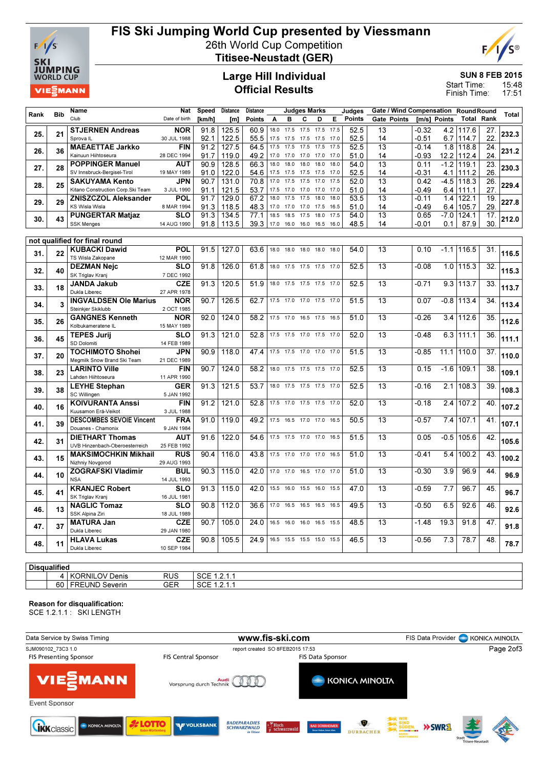# FIS Ski Jumping World Cup presented by Viessmann

## 26th World Cup Competition

## Titisee-Neustadt (GER)

### Large Hill Individual
### Official Results

SUN 8 FEB 2015
Start Time: 15:48
Finish Time: 17:51

| Rank | Bib | Name / Club | Nat / Date of birth | Speed [km/h] | Distance [m] | Distance Points | A | B | C | D | E | Judges Points | Gate | Gate Points | Wind [m/s] | Wind Points | Round Total | Round Rank | Total |
|---|---|---|---|---|---|---|---|---|---|---|---|---|---|---|---|---|---|---|---|
| 25. | 21 | STJERNEN Andreas / Sprova IL | NOR / 30 JUL 1988 | 91.8 | 125.5 | 60.9 | 18.0 | 17.5 | 17.5 | 17.5 | 17.5 | 52.5 | 13 | | -0.32 | 4.2 | 117.6 | 27. | 232.3 |
| | | | | 92.1 | 122.5 | 55.5 | 17.5 | 17.5 | 17.5 | 17.5 | 17.0 | 52.5 | 14 | | -0.51 | 6.7 | 114.7 | 22. | |
| 26. | 36 | MAEAETTAE Jarkko / Kainuun Hiihtoseura | FIN / 28 DEC 1994 | 91.2 | 127.5 | 64.5 | 17.5 | 17.5 | 17.5 | 17.5 | 17.5 | 52.5 | 13 | | -0.14 | 1.8 | 118.8 | 24. | 231.2 |
| | | | | 91.7 | 119.0 | 49.2 | 17.0 | 17.0 | 17.0 | 17.0 | 17.0 | 51.0 | 14 | | -0.93 | 12.2 | 112.4 | 24. | |
| 27. | 28 | POPPINGER Manuel / SV Innsbruck-Bergisel-Tirol | AUT / 19 MAY 1989 | 90.9 | 128.5 | 66.3 | 18.0 | 18.0 | 18.0 | 18.0 | 18.0 | 54.0 | 13 | | 0.11 | -1.2 | 119.1 | 23. | 230.3 |
| | | | | 91.0 | 122.0 | 54.6 | 17.5 | 17.5 | 17.5 | 17.5 | 17.0 | 52.5 | 14 | | -0.31 | 4.1 | 111.2 | 26. | |
| 28. | 25 | SAKUYAMA Kento / Kitano Construction Corp.Ski Team | JPN / 3 JUL 1990 | 90.7 | 131.0 | 70.8 | 17.0 | 17.5 | 17.5 | 17.0 | 17.5 | 52.0 | 13 | | 0.42 | -4.5 | 118.3 | 26. | 229.4 |
| | | | | 91.1 | 121.5 | 53.7 | 17.5 | 17.0 | 17.0 | 17.0 | 17.0 | 51.0 | 14 | | -0.49 | 6.4 | 111.1 | 27. | |
| 29. | 29 | ZNISZCZOL Aleksander / KS Wisla Wisla | POL / 8 MAR 1994 | 91.7 | 129.0 | 67.2 | 18.0 | 17.5 | 17.5 | 18.0 | 18.0 | 53.5 | 13 | | -0.11 | 1.4 | 122.1 | 19. | 227.8 |
| | | | | 91.3 | 118.5 | 48.3 | 17.0 | 17.0 | 17.0 | 17.5 | 16.5 | 51.0 | 14 | | -0.49 | 6.4 | 105.7 | 29. | |
| 30. | 43 | PUNGERTAR Matjaz / SSK Menges | SLO / 14 AUG 1990 | 91.3 | 134.5 | 77.1 | 18.5 | 18.5 | 17.5 | 18.0 | 17.5 | 54.0 | 13 | | 0.65 | -7.0 | 124.1 | 17. | 212.0 |
| | | | | 91.8 | 113.5 | 39.3 | 17.0 | 16.0 | 16.0 | 16.5 | 16.0 | 48.5 | 14 | | -0.01 | 0.1 | 87.9 | 30. | |

**not qualified for final round**

| Rank | Bib | Name / Club | Nat / Date of birth | Speed [km/h] | Distance [m] | Distance Points | A | B | C | D | E | Judges Points | Gate | Gate Points | Wind [m/s] | Wind Points | Round Total | Round Rank | Total |
|---|---|---|---|---|---|---|---|---|---|---|---|---|---|---|---|---|---|---|---|
| 31. | 22 | KUBACKI Dawid / TS Wisla Zakopane | POL / 12 MAR 1990 | 91.5 | 127.0 | 63.6 | 18.0 | 18.0 | 18.0 | 18.0 | 18.0 | 54.0 | 13 | | 0.10 | -1.1 | 116.5 | 31. | 116.5 |
| 32. | 40 | DEZMAN Nejc / SK Triglav Kranj | SLO / 7 DEC 1992 | 91.8 | 126.0 | 61.8 | 18.0 | 17.5 | 17.5 | 17.5 | 17.0 | 52.5 | 13 | | -0.08 | 1.0 | 115.3 | 32. | 115.3 |
| 33. | 18 | JANDA Jakub / Dukla Liberec | CZE / 27 APR 1978 | 91.3 | 120.5 | 51.9 | 18.0 | 17.5 | 17.5 | 17.5 | 17.0 | 52.5 | 13 | | -0.71 | 9.3 | 113.7 | 33. | 113.7 |
| 34. | 3 | INGVALDSEN Ole Marius / Steinkjer Skiklubb | NOR / 2 OCT 1985 | 90.7 | 126.5 | 62.7 | 17.5 | 17.0 | 17.0 | 17.5 | 17.0 | 51.5 | 13 | | 0.07 | -0.8 | 113.4 | 34. | 113.4 |
| 35. | 26 | GANGNES Kenneth / Kolbukameratene IL | NOR / 15 MAY 1989 | 92.0 | 124.0 | 58.2 | 17.5 | 17.0 | 16.5 | 17.5 | 16.5 | 51.0 | 13 | | -0.26 | 3.4 | 112.6 | 35. | 112.6 |
| 36. | 45 | TEPES Jurij / SD Dolomiti | SLO / 14 FEB 1989 | 91.3 | 121.0 | 52.8 | 17.5 | 17.5 | 17.0 | 17.5 | 17.0 | 52.0 | 13 | | -0.48 | 6.3 | 111.1 | 36. | 111.1 |
| 37. | 20 | TOCHIMOTO Shohei / Megmilk Snow Brand Ski Team | JPN / 21 DEC 1989 | 90.9 | 118.0 | 47.4 | 17.5 | 17.5 | 17.0 | 17.0 | 17.0 | 51.5 | 13 | | -0.85 | 11.1 | 110.0 | 37. | 110.0 |
| 38. | 23 | LARINTO Ville / Lahden Hiihtoseura | FIN / 11 APR 1990 | 90.7 | 124.0 | 58.2 | 18.0 | 17.5 | 17.5 | 17.5 | 17.0 | 52.5 | 13 | | 0.15 | -1.6 | 109.1 | 38. | 109.1 |
| 39. | 38 | LEYHE Stephan / SC Willingen | GER / 5 JAN 1992 | 91.3 | 121.5 | 53.7 | 18.0 | 17.5 | 17.5 | 17.5 | 17.0 | 52.5 | 13 | | -0.16 | 2.1 | 108.3 | 39. | 108.3 |
| 40. | 16 | KOIVURANTA Anssi / Kuusamon Erä-Veikot | FIN / 3 JUL 1988 | 91.2 | 121.0 | 52.8 | 17.5 | 17.0 | 17.5 | 17.5 | 17.0 | 52.0 | 13 | | -0.18 | 2.4 | 107.2 | 40. | 107.2 |
| 41. | 39 | DESCOMBES SEVOIE Vincent / Douanes - Chamonix | FRA / 9 JAN 1984 | 91.0 | 119.0 | 49.2 | 17.5 | 16.5 | 17.0 | 17.0 | 16.5 | 50.5 | 13 | | -0.57 | 7.4 | 107.1 | 41. | 107.1 |
| 42. | 31 | DIETHART Thomas / UVB Hinzenbach-Oberoesterreich | AUT / 25 FEB 1992 | 91.6 | 122.0 | 54.6 | 17.5 | 17.5 | 17.0 | 17.0 | 16.5 | 51.5 | 13 | | 0.05 | -0.5 | 105.6 | 42. | 105.6 |
| 43. | 15 | MAKSIMOCHKIN Mikhail / Nizhny Novgorod | RUS / 29 AUG 1993 | 90.4 | 116.0 | 43.8 | 17.5 | 17.0 | 17.0 | 17.0 | 16.5 | 51.0 | 13 | | -0.41 | 5.4 | 100.2 | 43. | 100.2 |
| 44. | 10 | ZOGRAFSKI Vladimir / NSA | BUL / 14 JUL 1993 | 90.3 | 115.0 | 42.0 | 17.0 | 17.0 | 16.5 | 17.0 | 17.0 | 51.0 | 13 | | -0.30 | 3.9 | 96.9 | 44. | 96.9 |
| 45. | 41 | KRANJEC Robert / SK Triglav Kranj | SLO / 16 JUL 1981 | 91.3 | 115.0 | 42.0 | 15.5 | 16.0 | 15.5 | 16.0 | 15.5 | 47.0 | 13 | | -0.59 | 7.7 | 96.7 | 45. | 96.7 |
| 46. | 13 | NAGLIC Tomaz / SSK Alpina Ziri | SLO / 18 JUL 1989 | 90.8 | 112.0 | 36.6 | 17.0 | 16.5 | 16.5 | 16.5 | 16.5 | 49.5 | 13 | | -0.50 | 6.5 | 92.6 | 46. | 92.6 |
| 47. | 37 | MATURA Jan / Dukla Liberec | CZE / 29 JAN 1980 | 90.7 | 105.0 | 24.0 | 16.5 | 16.0 | 16.0 | 16.5 | 15.5 | 48.5 | 13 | | -1.48 | 19.3 | 91.8 | 47. | 91.8 |
| 48. | 11 | HLAVA Lukas / Dukla Liberec | CZE / 10 SEP 1984 | 90.8 | 105.5 | 24.9 | 16.5 | 15.5 | 15.5 | 15.0 | 15.5 | 46.5 | 13 | | -0.56 | 7.3 | 78.7 | 48. | 78.7 |

**Disqualified**

| Bib | Name | Nat | Reason |
|---|---|---|---|
| 4 | KORNILOV Denis | RUS | SCE 1.2.1.1 |
| 60 | FREUND Severin | GER | SCE 1.2.1.1 |

**Reason for disqualification:**
SCE 1.2.1.1 : SKI LENGTH

Data Service by Swiss Timing — www.fis-ski.com — FIS Data Provider KONICA MINOLTA

SJM090102_73C3 1.0 — report created SO 8FEB2015 17:53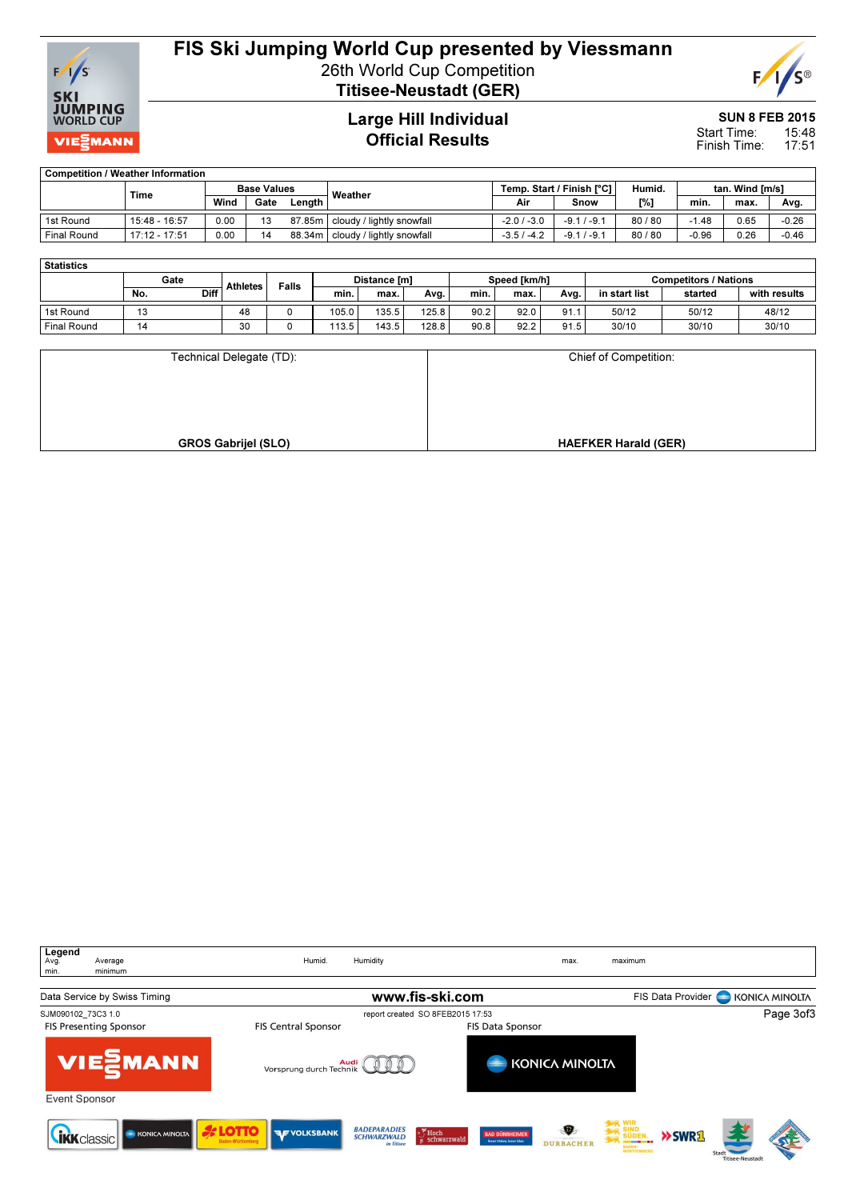# FIS Ski Jumping World Cup presented by Viessmann

26th World Cup Competition

**Titisee-Neustadt (GER)**

## Large Hill Individual
## Official Results

**SUN 8 FEB 2015**
Start Time: 15:48
Finish Time: 17:51

**Competition / Weather Information**

| | Time | Base Values | | | Weather | Temp. Start / Finish [°C] | | Humid. | tan. Wind [m/s] | | |
|---|---|---|---|---|---|---|---|---|---|---|---|
| | | Wind | Gate | Length | | Air | Snow | [%] | min. | max. | Avg. |
| 1st Round | 15:48 - 16:57 | 0.00 | 13 | 87.85m | cloudy / lightly snowfall | -2.0 / -3.0 | -9.1 / -9.1 | 80 / 80 | -1.48 | 0.65 | -0.26 |
| Final Round | 17:12 - 17:51 | 0.00 | 14 | 88.34m | cloudy / lightly snowfall | -3.5 / -4.2 | -9.1 / -9.1 | 80 / 80 | -0.96 | 0.26 | -0.46 |

**Statistics**

| | Gate | | Athletes | Falls | Distance [m] | | | Speed [km/h] | | | Competitors / Nations | | |
|---|---|---|---|---|---|---|---|---|---|---|---|---|---|
| | No. | Diff | | | min. | max. | Avg. | min. | max. | Avg. | in start list | started | with results |
| 1st Round | 13 | | 48 | 0 | 105.0 | 135.5 | 125.8 | 90.2 | 92.0 | 91.1 | 50/12 | 50/12 | 48/12 |
| Final Round | 14 | | 30 | 0 | 113.5 | 143.5 | 128.8 | 90.8 | 92.2 | 91.5 | 30/10 | 30/10 | 30/10 |

| Technical Delegate (TD): | Chief of Competition: |
|---|---|
| **GROS Gabrijel (SLO)** | **HAEFKER Harald (GER)** |

**Legend**
Avg. Average
min. minimum
Humid. Humidity
max. maximum

Data Service by Swiss Timing — www.fis-ski.com — FIS Data Provider KONICA MINOLTA

SJM090102_73C3 1.0 — report created SO 8FEB2015 17:53

FIS Presenting Sponsor: VIESSMANN
FIS Central Sponsor: Audi Vorsprung durch Technik
FIS Data Sponsor: KONICA MINOLTA

Event Sponsor